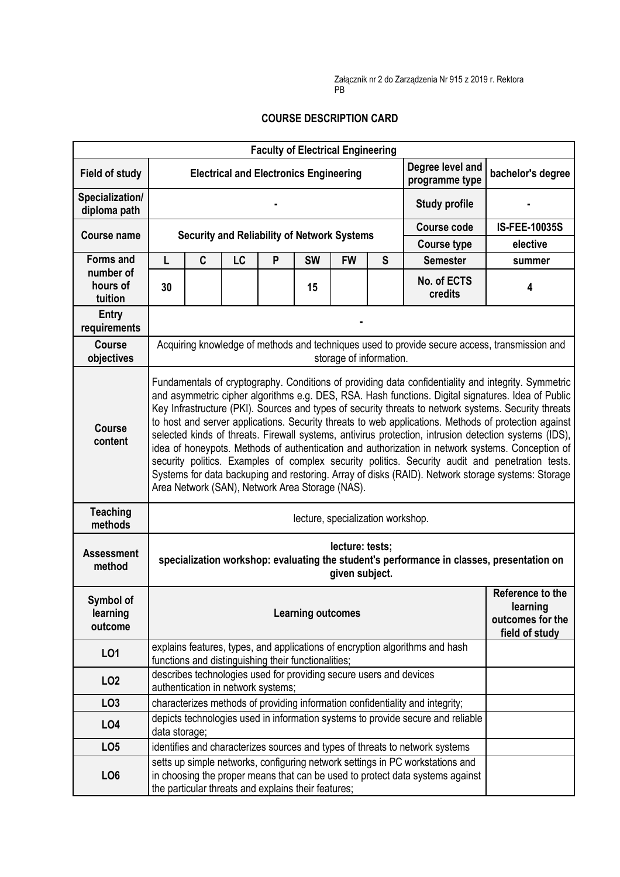Załącznik nr 2 do Zarządzenia Nr 915 z 2019 r. Rektora PB

## COURSE DESCRIPTION CARD

| **Faculty of Electrical Engineering** | | | | | | | | | |
|---|---|---|---|---|---|---|---|---|---|
| **Field of study** | **Electrical and Electronics Engineering** | | | | | | | **Degree level and programme type** | **bachelor's degree** |
| **Specialization/ diploma path** | **-** | | | | | | | **Study profile** | **-** |
| **Course name** | **Security and Reliability of Network Systems** | | | | | | | **Course code** | **IS-FEE-10035S** |
| | | | | | | | | **Course type** | **elective** |
| **Forms and number of hours of tuition** | **L** | **C** | **LC** | **P** | **SW** | **FW** | **S** | **Semester** | **summer** |
| | **30** | | | | **15** | | | **No. of ECTS credits** | **4** |
| **Entry requirements** | **-** | | | | | | | | |
| **Course objectives** | Acquiring knowledge of methods and techniques used to provide secure access, transmission and storage of information. | | | | | | | | |
| **Course content** | Fundamentals of cryptography. Conditions of providing data confidentiality and integrity. Symmetric and asymmetric cipher algorithms e.g. DES, RSA. Hash functions. Digital signatures. Idea of Public Key Infrastructure (PKI). Sources and types of security threats to network systems. Security threats to host and server applications. Security threats to web applications. Methods of protection against selected kinds of threats. Firewall systems, antivirus protection, intrusion detection systems (IDS), idea of honeypots. Methods of authentication and authorization in network systems. Conception of security politics. Examples of complex security politics. Security audit and penetration tests. Systems for data backuping and restoring. Array of disks (RAID). Network storage systems: Storage Area Network (SAN), Network Area Storage (NAS). | | | | | | | | |
| **Teaching methods** | lecture, specialization workshop. | | | | | | | | |
| **Assessment method** | **lecture: tests; specialization workshop: evaluating the student's performance in classes, presentation on given subject.** | | | | | | | | |
| **Symbol of learning outcome** | **Learning outcomes** | | | | | | | | **Reference to the learning outcomes for the field of study** |
| **LO1** | explains features, types, and applications of encryption algorithms and hash functions and distinguishing their functionalities; | | | | | | | | |
| **LO2** | describes technologies used for providing secure users and devices authentication in network systems; | | | | | | | | |
| **LO3** | characterizes methods of providing information confidentiality and integrity; | | | | | | | | |
| **LO4** | depicts technologies used in information systems to provide secure and reliable data storage; | | | | | | | | |
| **LO5** | identifies and characterizes sources and types of threats to network systems | | | | | | | | |
| **LO6** | setts up simple networks, configuring network settings in PC workstations and in choosing the proper means that can be used to protect data systems against the particular threats and explains their features; | | | | | | | | |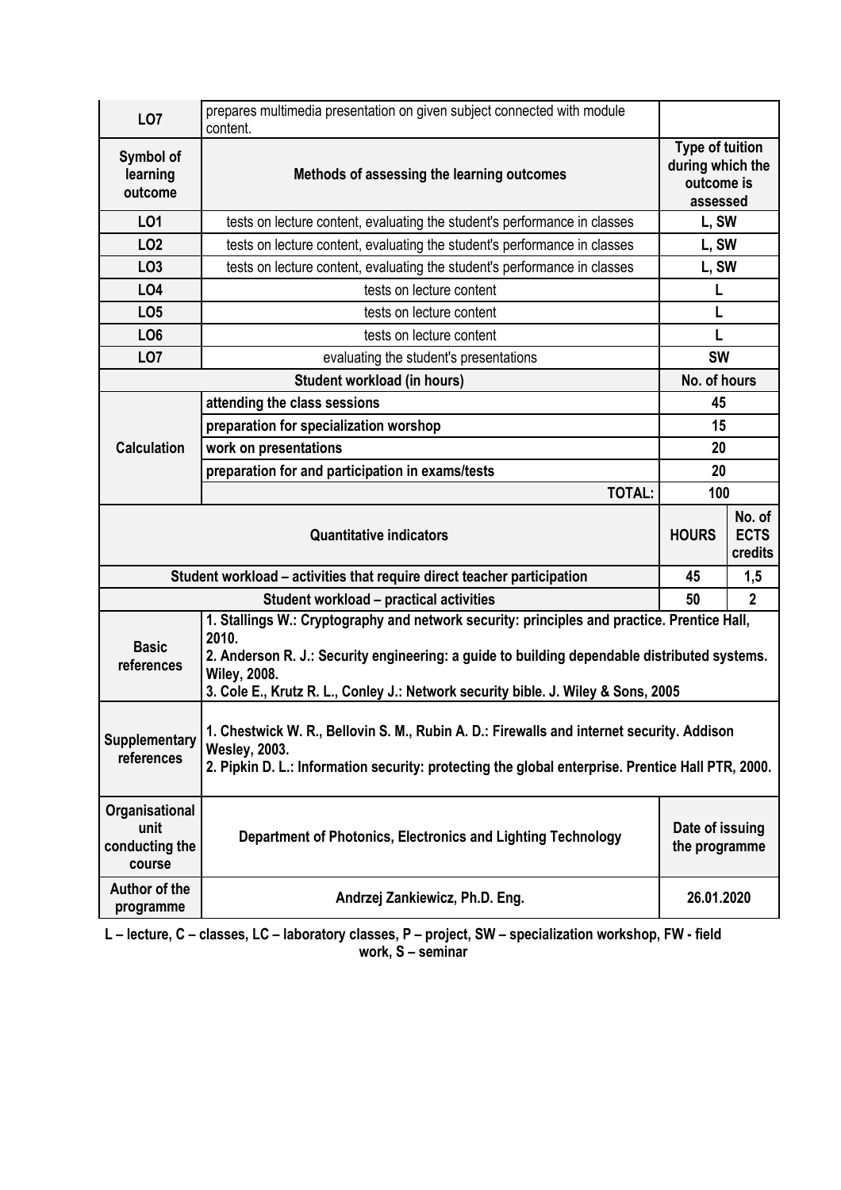| | | |
|---|---|---|
| LO7 | prepares multimedia presentation on given subject connected with module content. | |
| **Symbol of learning outcome** | **Methods of assessing the learning outcomes** | **Type of tuition during which the outcome is assessed** |
| **LO1** | tests on lecture content, evaluating the student's performance in classes | **L, SW** |
| **LO2** | tests on lecture content, evaluating the student's performance in classes | **L, SW** |
| **LO3** | tests on lecture content, evaluating the student's performance in classes | **L, SW** |
| **LO4** | tests on lecture content | **L** |
| **LO5** | tests on lecture content | **L** |
| **LO6** | tests on lecture content | **L** |
| **LO7** | evaluating the student's presentations | **SW** |

| **Student workload (in hours)** | | **No. of hours** | |
|---|---|---|---|
| **Calculation** | **attending the class sessions** | **45** | |
| | **preparation for specialization worshop** | **15** | |
| | **work on presentations** | **20** | |
| | **preparation for and participation in exams/tests** | **20** | |
| | **TOTAL:** | **100** | |
| **Quantitative indicators** | | **HOURS** | **No. of ECTS credits** |
| **Student workload – activities that require direct teacher participation** | | **45** | **1,5** |
| **Student workload – practical activities** | | **50** | **2** |

| | |
|---|---|
| **Basic references** | **1. Stallings W.: Cryptography and network security: principles and practice. Prentice Hall, 2010.**<br>**2. Anderson R. J.: Security engineering: a guide to building dependable distributed systems. Wiley, 2008.**<br>**3. Cole E., Krutz R. L., Conley J.: Network security bible. J. Wiley & Sons, 2005** |
| **Supplementary references** | **1. Chestwick W. R., Bellovin S. M., Rubin A. D.: Firewalls and internet security. Addison Wesley, 2003.**<br>**2. Pipkin D. L.: Information security: protecting the global enterprise. Prentice Hall PTR, 2000.** |

| | | |
|---|---|---|
| **Organisational unit conducting the course** | **Department of Photonics, Electronics and Lighting Technology** | **Date of issuing the programme** |
| **Author of the programme** | **Andrzej Zankiewicz, Ph.D. Eng.** | **26.01.2020** |

**L – lecture, C – classes, LC – laboratory classes, P – project, SW – specialization workshop, FW - field work, S – seminar**